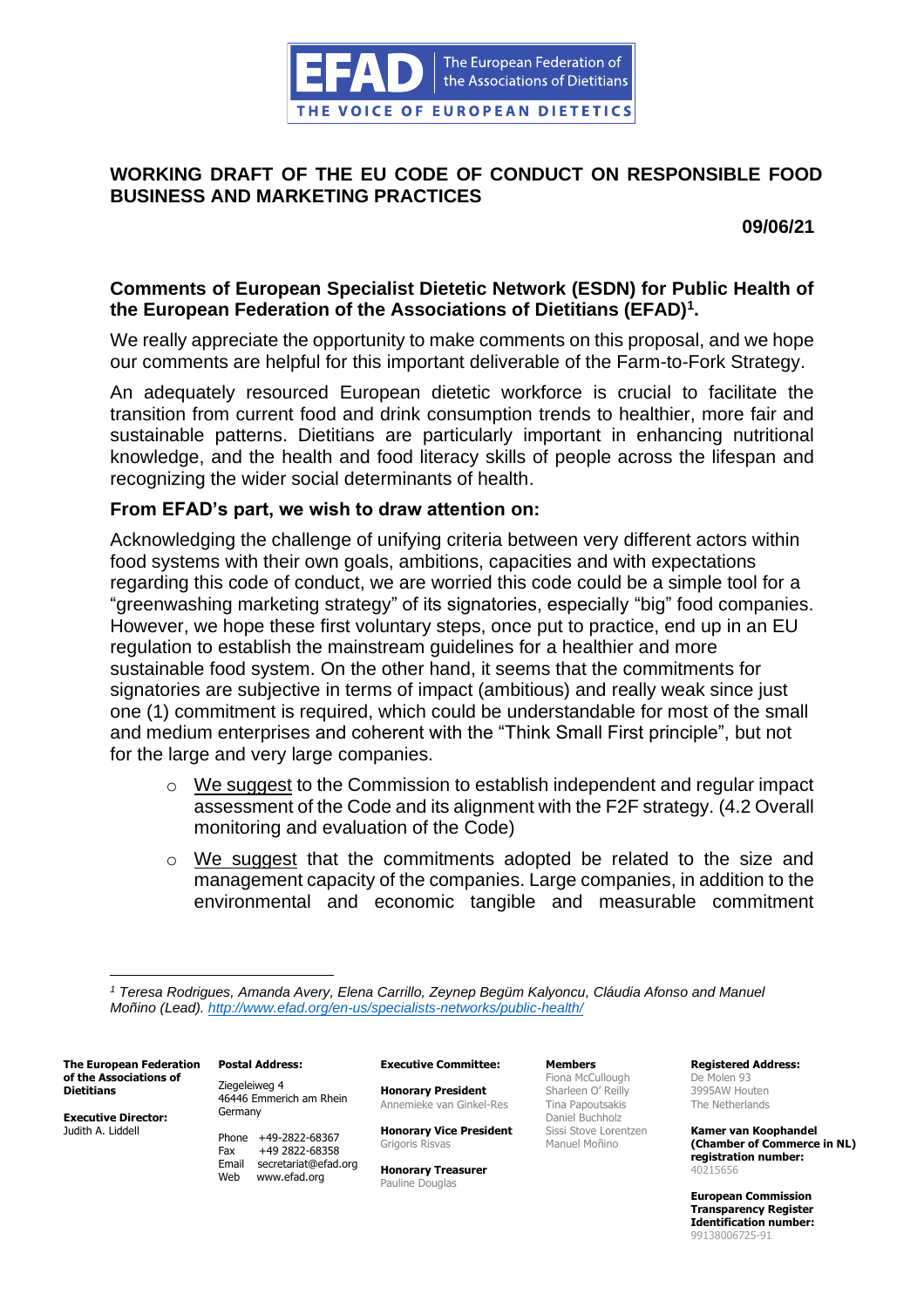# WORKING DRAFT OF THE EU CODE OF CONDUCT ON RESPONSIBLE FOOD BUSINESS AND MARKETING PRACTICES

**09/06/21**

## Comments of European Specialist Dietetic Network (ESDN) for Public Health of the European Federation of the Associations of Dietitians (EFAD)[1].

We really appreciate the opportunity to make comments on this proposal, and we hope our comments are helpful for this important deliverable of the Farm-to-Fork Strategy.

An adequately resourced European dietetic workforce is crucial to facilitate the transition from current food and drink consumption trends to healthier, more fair and sustainable patterns. Dietitians are particularly important in enhancing nutritional knowledge, and the health and food literacy skills of people across the lifespan and recognizing the wider social determinants of health.

### From EFAD's part, we wish to draw attention on:

Acknowledging the challenge of unifying criteria between very different actors within food systems with their own goals, ambitions, capacities and with expectations regarding this code of conduct, we are worried this code could be a simple tool for a "greenwashing marketing strategy" of its signatories, especially "big" food companies. However, we hope these first voluntary steps, once put to practice, end up in an EU regulation to establish the mainstream guidelines for a healthier and more sustainable food system. On the other hand, it seems that the commitments for signatories are subjective in terms of impact (ambitious) and really weak since just one (1) commitment is required, which could be understandable for most of the small and medium enterprises and coherent with the "Think Small First principle", but not for the large and very large companies.

- We suggest to the Commission to establish independent and regular impact assessment of the Code and its alignment with the F2F strategy. (4.2 Overall monitoring and evaluation of the Code)
- We suggest that the commitments adopted be related to the size and management capacity of the companies. Large companies, in addition to the environmental and economic tangible and measurable commitment

---

[1] *Teresa Rodrigues, Amanda Avery, Elena Carrillo, Zeynep Begüm Kalyoncu, Cláudia Afonso and Manuel Moñino (Lead). http://www.efad.org/en-us/specialists-networks/public-health/*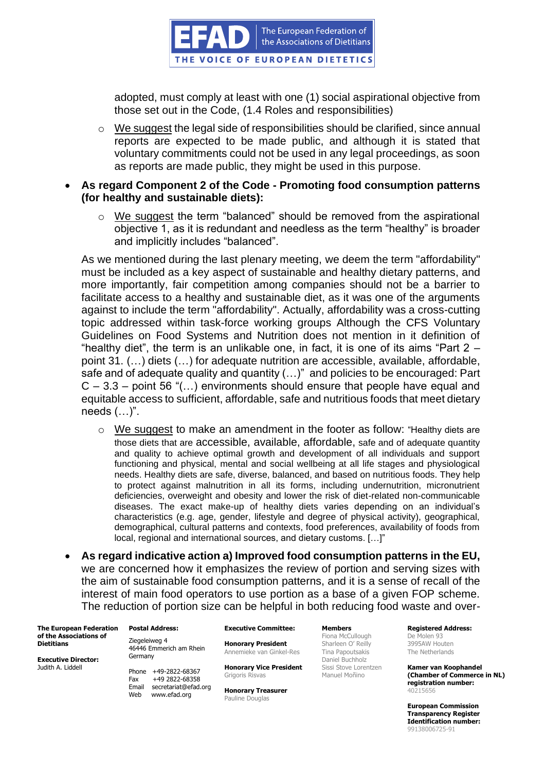adopted, must comply at least with one (1) social aspirational objective from those set out in the Code, (1.4 Roles and responsibilities)

- We suggest the legal side of responsibilities should be clarified, since annual reports are expected to be made public, and although it is stated that voluntary commitments could not be used in any legal proceedings, as soon as reports are made public, they might be used in this purpose.

- **As regard Component 2 of the Code - Promoting food consumption patterns (for healthy and sustainable diets):**
  - We suggest the term "balanced" should be removed from the aspirational objective 1, as it is redundant and needless as the term "healthy" is broader and implicitly includes "balanced".

  As we mentioned during the last plenary meeting, we deem the term "affordability" must be included as a key aspect of sustainable and healthy dietary patterns, and more importantly, fair competition among companies should not be a barrier to facilitate access to a healthy and sustainable diet, as it was one of the arguments against to include the term "affordability". Actually, affordability was a cross-cutting topic addressed within task-force working groups Although the CFS Voluntary Guidelines on Food Systems and Nutrition does not mention in it definition of "healthy diet", the term is an unlikable one, in fact, it is one of its aims "Part 2 – point 31. (…) diets (…) for adequate nutrition are accessible, available, affordable, safe and of adequate quality and quantity (…)" and policies to be encouraged: Part C – 3.3 – point 56 "(…) environments should ensure that people have equal and equitable access to sufficient, affordable, safe and nutritious foods that meet dietary needs (…)".

  - We suggest to make an amendment in the footer as follow: "Healthy diets are those diets that are accessible, available, affordable, safe and of adequate quantity and quality to achieve optimal growth and development of all individuals and support functioning and physical, mental and social wellbeing at all life stages and physiological needs. Healthy diets are safe, diverse, balanced, and based on nutritious foods. They help to protect against malnutrition in all its forms, including undernutrition, micronutrient deficiencies, overweight and obesity and lower the risk of diet-related non-communicable diseases. The exact make-up of healthy diets varies depending on an individual's characteristics (e.g. age, gender, lifestyle and degree of physical activity), geographical, demographical, cultural patterns and contexts, food preferences, availability of foods from local, regional and international sources, and dietary customs. […]"

- **As regard indicative action a) Improved food consumption patterns in the EU,** we are concerned how it emphasizes the review of portion and serving sizes with the aim of sustainable food consumption patterns, and it is a sense of recall of the interest of main food operators to use portion as a base of a given FOP scheme. The reduction of portion size can be helpful in both reducing food waste and over-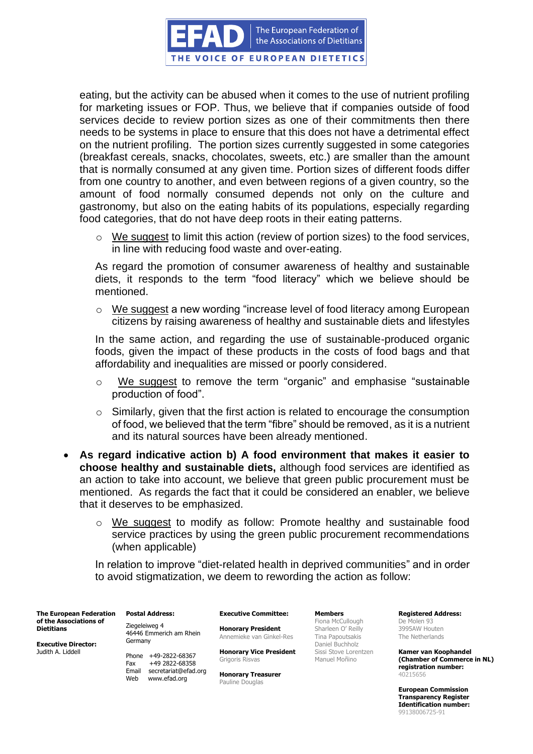eating, but the activity can be abused when it comes to the use of nutrient profiling for marketing issues or FOP. Thus, we believe that if companies outside of food services decide to review portion sizes as one of their commitments then there needs to be systems in place to ensure that this does not have a detrimental effect on the nutrient profiling. The portion sizes currently suggested in some categories (breakfast cereals, snacks, chocolates, sweets, etc.) are smaller than the amount that is normally consumed at any given time. Portion sizes of different foods differ from one country to another, and even between regions of a given country, so the amount of food normally consumed depends not only on the culture and gastronomy, but also on the eating habits of its populations, especially regarding food categories, that do not have deep roots in their eating patterns.

- We suggest to limit this action (review of portion sizes) to the food services, in line with reducing food waste and over-eating.

As regard the promotion of consumer awareness of healthy and sustainable diets, it responds to the term "food literacy" which we believe should be mentioned.

- We suggest a new wording "increase level of food literacy among European citizens by raising awareness of healthy and sustainable diets and lifestyles

In the same action, and regarding the use of sustainable-produced organic foods, given the impact of these products in the costs of food bags and that affordability and inequalities are missed or poorly considered.

- We suggest to remove the term "organic" and emphasise "sustainable production of food".
- Similarly, given that the first action is related to encourage the consumption of food, we believed that the term "fibre" should be removed, as it is a nutrient and its natural sources have been already mentioned.

- **As regard indicative action b) A food environment that makes it easier to choose healthy and sustainable diets,** although food services are identified as an action to take into account, we believe that green public procurement must be mentioned. As regards the fact that it could be considered an enabler, we believe that it deserves to be emphasized.

  - We suggest to modify as follow: Promote healthy and sustainable food service practices by using the green public procurement recommendations (when applicable)

  In relation to improve "diet-related health in deprived communities" and in order to avoid stigmatization, we deem to rewording the action as follow: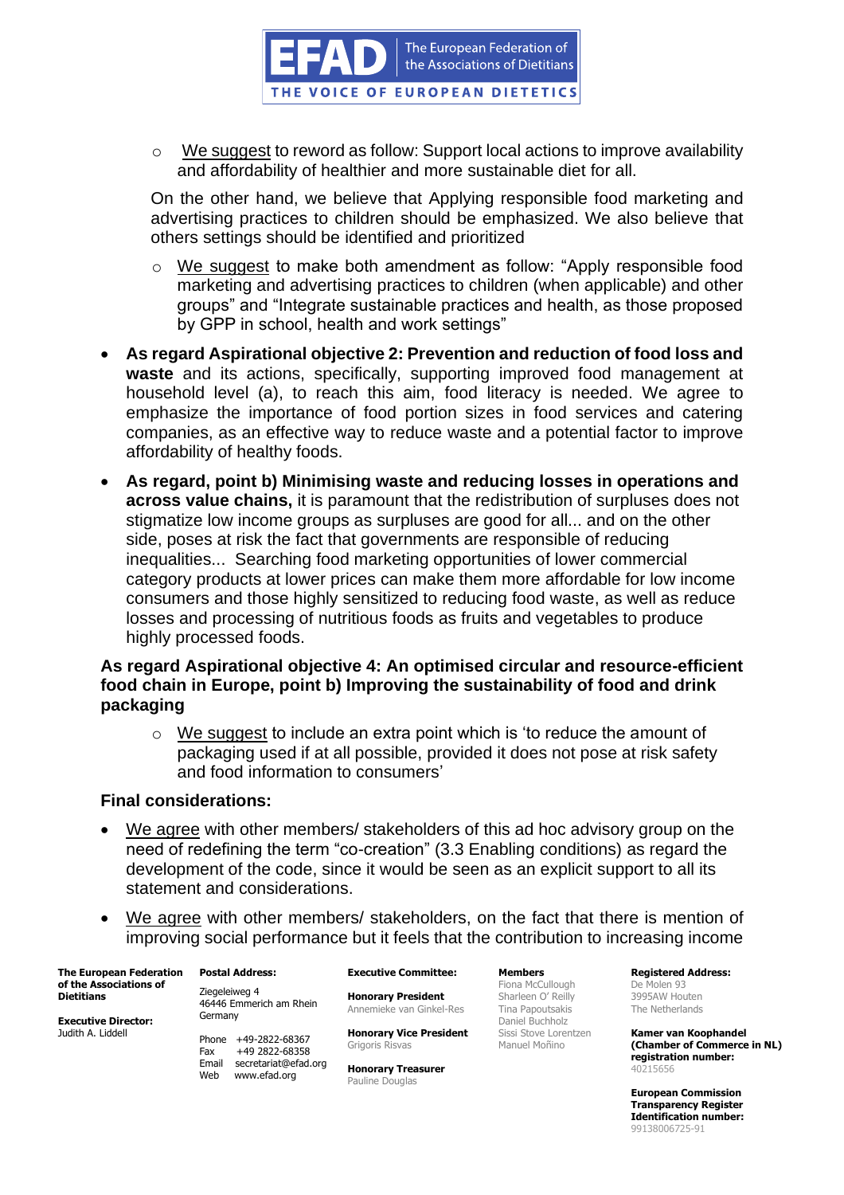- We suggest to reword as follow: Support local actions to improve availability and affordability of healthier and more sustainable diet for all.

  On the other hand, we believe that Applying responsible food marketing and advertising practices to children should be emphasized. We also believe that others settings should be identified and prioritized

  - We suggest to make both amendment as follow: "Apply responsible food marketing and advertising practices to children (when applicable) and other groups" and "Integrate sustainable practices and health, as those proposed by GPP in school, health and work settings"

- **As regard Aspirational objective 2: Prevention and reduction of food loss and waste** and its actions, specifically, supporting improved food management at household level (a), to reach this aim, food literacy is needed. We agree to emphasize the importance of food portion sizes in food services and catering companies, as an effective way to reduce waste and a potential factor to improve affordability of healthy foods.

- **As regard, point b) Minimising waste and reducing losses in operations and across value chains,** it is paramount that the redistribution of surpluses does not stigmatize low income groups as surpluses are good for all... and on the other side, poses at risk the fact that governments are responsible of reducing inequalities... Searching food marketing opportunities of lower commercial category products at lower prices can make them more affordable for low income consumers and those highly sensitized to reducing food waste, as well as reduce losses and processing of nutritious foods as fruits and vegetables to produce highly processed foods.

**As regard Aspirational objective 4: An optimised circular and resource-efficient food chain in Europe, point b) Improving the sustainability of food and drink packaging**

- We suggest to include an extra point which is 'to reduce the amount of packaging used if at all possible, provided it does not pose at risk safety and food information to consumers'

**Final considerations:**

- We agree with other members/ stakeholders of this ad hoc advisory group on the need of redefining the term "co-creation" (3.3 Enabling conditions) as regard the development of the code, since it would be seen as an explicit support to all its statement and considerations.

- We agree with other members/ stakeholders, on the fact that there is mention of improving social performance but it feels that the contribution to increasing income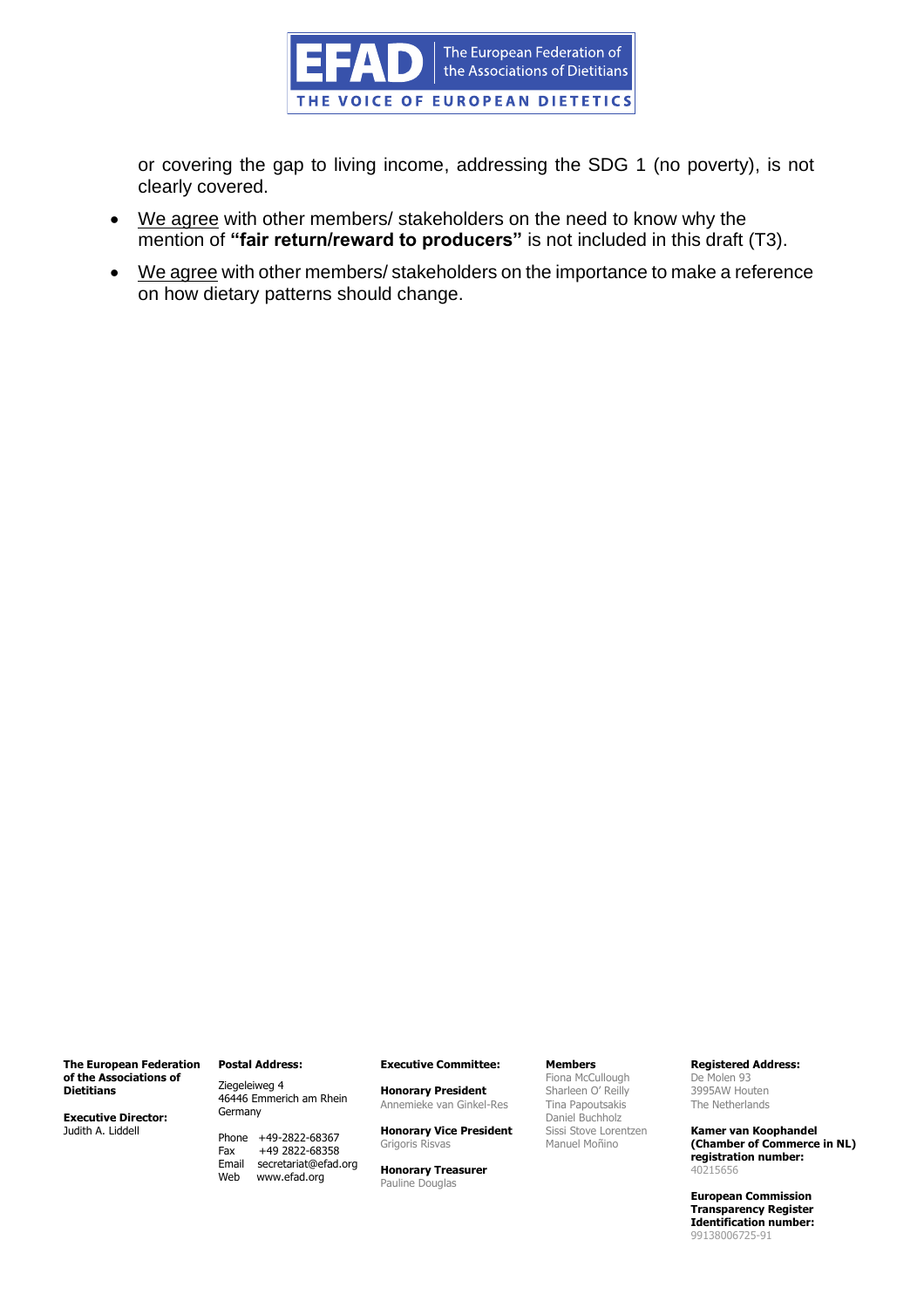or covering the gap to living income, addressing the SDG 1 (no poverty), is not clearly covered.

- We agree with other members/ stakeholders on the need to know why the mention of **"fair return/reward to producers"** is not included in this draft (T3).
- We agree with other members/ stakeholders on the importance to make a reference on how dietary patterns should change.